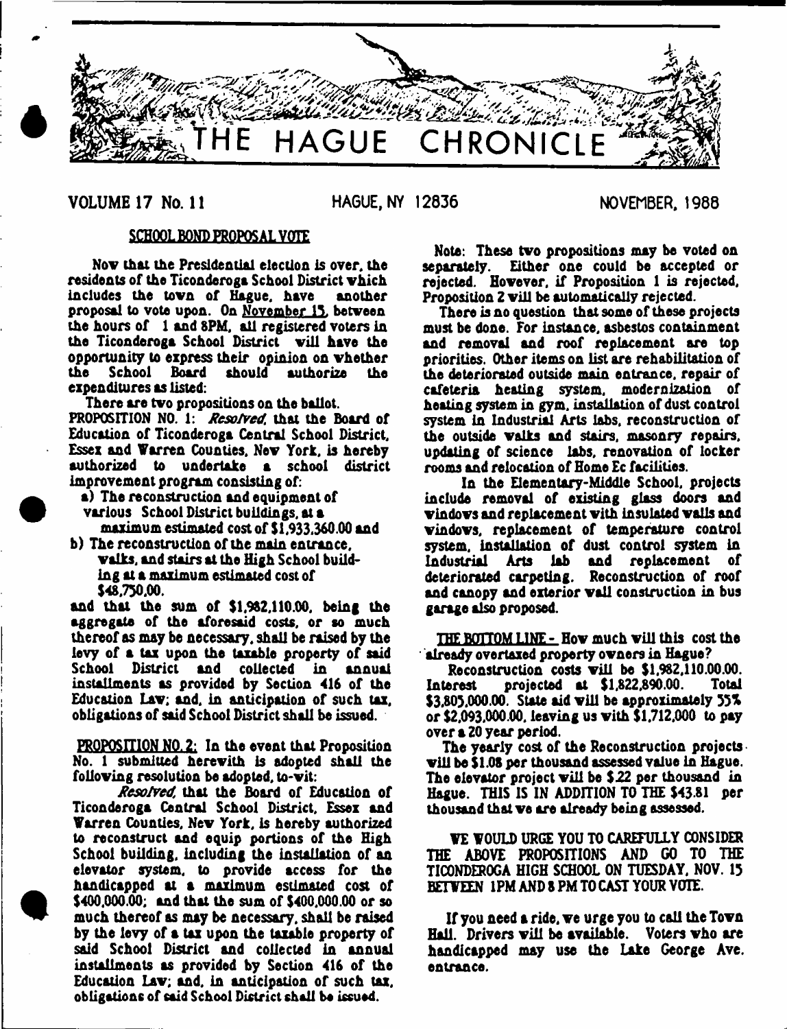# THE HAGUE CHRONICLE

VOLUME 17 No. 11 HAGUE, NY 12836 NOVEMBER, 1988

## SCHOOL BOND PROPOSAL VOTE

Now that the Presidential election is over, the residents of the Ticonderoga School District which includes the town of Hague, have another proposal to vote upon. On November 15, between the hours of 1 and 8PM, all registered voters in the Ticonderoga School District will have the opportunity to express their opinion on whether the School Board should authorize the expenditures as listed:

There are two propositions on the ballot.

PROPOSITION NO. 1: *Resolved*, that the Board of Education of Ticonderoga Central School District, Essex and Warren Counties, New York, is hereby authorized to undertake a school district improvement program consisting of:

a) The reconstruction and equipment of various School District buildings, at a maximum estimated cost of $1,933,360.00 and

b) The reconstruction of the main entrance, walks, and stairs at the High School building at a maximum estimated cost of $48,750.00,

and that the sum of $1,982,110.00, being the aggregate of the aforesaid costs, or so much thereof as may be necessary, shall be raised by the levy of a tax upon the taxable property of said School District and collected in annual installments as provided by Section 416 of the Education Law; and, in anticipation of such tax, obligations of said School District shall be issued.

PROPOSITION NO. 2: In the event that Proposition No. 1 submitted herewith is adopted shall the following resolution be adopted, to-wit:

*Resolved*, that the Board of Education of Ticonderoga Central School District, Essex and Warren Counties, New York, is hereby authorized to reconstruct and equip portions of the High School building, including the installation of an elevator system, to provide access for the handicapped at a maximum estimated cost of $400,000.00; and that the sum of $400,000.00 or so much thereof as may be necessary, shall be raised by the levy of a tax upon the taxable property of said School District and collected in annual installments as provided by Section 416 of the Education Law; and, in anticipation of such tax, obligations of said School District shall be issued.

Note: These two propositions may be voted on separately. Either one could be accepted or rejected. However, if Proposition 1 is rejected, Proposition 2 will be automatically rejected.

There is no question that some of these projects must be done. For instance, asbestos containment and removal and roof replacement are top priorities. Other items on list are rehabilitation of the deteriorated outside main entrance, repair of cafeteria heating system, modernization of heating system in gym, installation of dust control system in Industrial Arts labs, reconstruction of the outside walks and stairs, masonry repairs, updating of science labs, renovation of locker rooms and relocation of Home Ec facilities.

In the Elementary-Middle School, projects include removal of existing glass doors and windows and replacement with insulated walls and windows, replacement of temperature control system, installation of dust control system in Industrial Arts lab and replacement of deteriorated carpeting. Reconstruction of roof and canopy and exterior wall construction in bus garage also proposed.

THE BOTTOM LINE - How much will this cost the already overtaxed property owners in Hague?

Reconstruction costs will be $1,982,110.00.00. Interest projected at $1,822,890.00. Total $3,805,000.00. State aid will be approximately 55% or $2,093,000.00, leaving us with $1,712,000 to pay over a 20 year period.

The yearly cost of the Reconstruction projects will be $1.08 per thousand assessed value in Hague. The elevator project will be $.22 per thousand in Hague. THIS IS IN ADDITION TO THE $43.81 per thousand that we are already being assessed.

WE WOULD URGE YOU TO CAREFULLY CONSIDER THE ABOVE PROPOSITIONS AND GO TO THE TICONDEROGA HIGH SCHOOL ON TUESDAY, NOV. 15 BETWEEN 1PM AND 8 PM TO CAST YOUR VOTE.

If you need a ride, we urge you to call the Town Hall. Drivers will be available. Voters who are handicapped may use the Lake George Ave. entrance.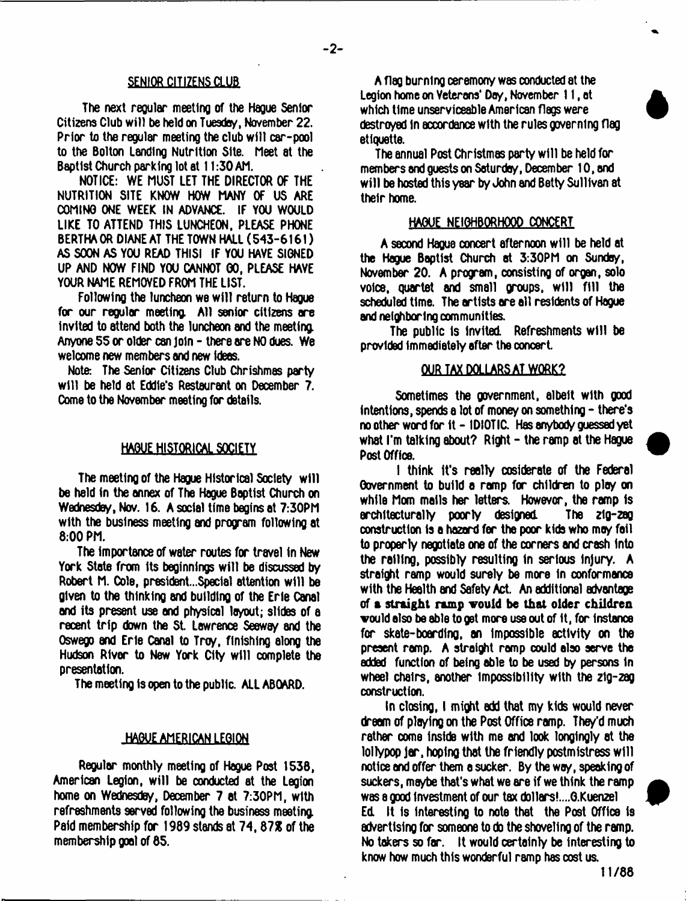## SENIOR CITIZENS CLUB

The next regular meeting of the Hague Senior Citizens Club will be held on Tuesday, November 22. Prior to the regular meeting the club will car-pool to the Bolton Landing Nutrition Site. Meet at the Baptist Church parking lot at 11:30 AM.

NOTICE: WE MUST LET THE DIRECTOR OF THE NUTRITION SITE KNOW HOW MANY OF US ARE COMING ONE WEEK IN ADVANCE. IF YOU WOULD LIKE TO ATTEND THIS LUNCHEON, PLEASE PHONE BERTHA OR DIANE AT THE TOWN HALL (543-6161) AS SOON AS YOU READ THIS! IF YOU HAVE SIGNED UP AND NOW FIND YOU CANNOT GO, PLEASE HAVE YOUR NAME REMOVED FROM THE LIST.

Following the luncheon we will return to Hague for our regular meeting. All senior citizens are invited to attend both the luncheon and the meeting. Anyone 55 or older can join - there are NO dues. We welcome new members and new ideas.

Note: The Senior Citizens Club Chrishmas party will be held at Eddie's Restaurant on December 7. Come to the November meeting for details.

## HAGUE HISTORICAL SOCIETY

The meeting of the Hague Historical Society will be held in the annex of The Hague Baptist Church on Wednesday, Nov. 16. A social time begins at 7:30PM with the business meeting and program following at 8:00 PM.

The importance of water routes for travel in New York State from its beginnings will be discussed by Robert M. Cole, president...Special attention will be given to the thinking and building of the Erie Canal and its present use and physical layout; slides of a recent trip down the St. Lawrence Seaway and the Oswego and Erie Canal to Troy, finishing along the Hudson River to New York City will complete the presentation.

The meeting is open to the public. ALL ABOARD.

## HAGUE AMERICAN LEGION

Regular monthly meeting of Hague Post 1538, American Legion, will be conducted at the Legion home on Wednesday, December 7 at 7:30PM, with refreshments served following the business meeting. Paid membership for 1989 stands at 74, 87% of the membership goal of 85.

A flag burning ceremony was conducted at the Legion home on Veterans' Day, November 11, at which time unserviceable American flags were destroyed in accordance with the rules governing flag etiquette.

The annual Post Christmas party will be held for members and guests on Saturday, December 10, and will be hosted this year by John and Betty Sullivan at their home.

## HAGUE NEIGHBORHOOD CONCERT

A second Hague concert afternoon will be held at the Hague Baptist Church at 3:30PM on Sunday, November 20. A program, consisting of organ, solo voice, quartet and small groups, will fill the scheduled time. The artists are all residents of Hague and neighboring communities.

The public is invited. Refreshments will be provided immediately after the concert.

## OUR TAX DOLLARS AT WORK?

Sometimes the government, albeit with good intentions, spends a lot of money on something - there's no other word for it - IDIOTIC. Has anybody guessed yet what I'm talking about? Right - the ramp at the Hague Post Office.

I think it's really cosiderate of the Federal Government to build a ramp for children to play on while Mom mails her letters. However, the ramp is architecturally poorly designed. The zig-zag construction is a hazard for the poor kids who may fail to properly negotiate one of the corners and crash into the railing, possibly resulting in serious injury. A straight ramp would surely be more in conformance with the Health and Safety Act. An additional advantage of a straight ramp would be that older children would also be able to get more use out of it, for instance for skate-boarding, an impossible activity on the present ramp. A straight ramp could also serve the added function of being able to be used by persons in wheel chairs, another impossibility with the zig-zag construction.

In closing, I might add that my kids would never dream of playing on the Post Office ramp. They'd much rather come inside with me and look longingly at the lollypop jar, hoping that the friendly postmistress will notice and offer them a sucker. By the way, speaking of suckers, maybe that's what we are if we think the ramp was a good investment of our tax dollars!....G.Kuenzel

Ed. It is interesting to note that the Post Office is advertising for someone to do the shoveling of the ramp. No takers so far. It would certainly be interesting to know how much this wonderful ramp has cost us.

11/88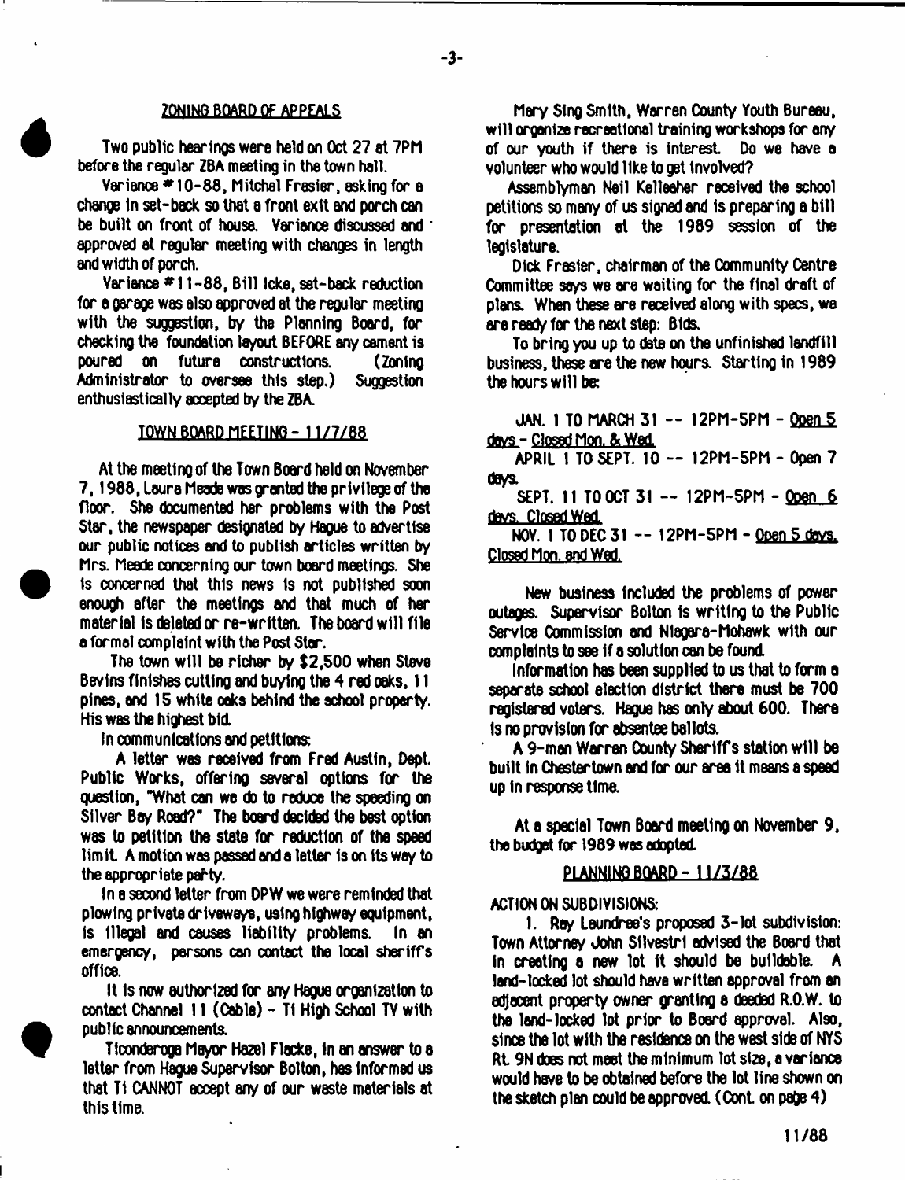## ZONING BOARD OF APPEALS

Two public hearings were held on Oct 27 at 7PM before the regular ZBA meeting in the town hall.

Variance #10-88, Mitchel Fresier, asking for a change in set-back so that a front exit and porch can be built on front of house. Variance discussed and approved at regular meeting with changes in length and width of porch.

Variance #11-88, Bill Icke, set-back reduction for a garage was also approved at the regular meeting with the suggestion, by the Planning Board, for checking the foundation layout BEFORE any cement is poured on future constructions. (Zoning Administrator to oversee this step.) Suggestion enthusiastically accepted by the ZBA.

## TOWN BOARD MEETING - 11/7/88

At the meeting of the Town Board held on November 7, 1988, Laura Meade was granted the privilege of the floor. She documented her problems with the Post Star, the newspaper designated by Hague to advertise our public notices and to publish articles written by Mrs. Meade concerning our town board meetings. She is concerned that this news is not published soon enough after the meetings and that much of her material is deleted or re-written. The board will file a formal complaint with the Post Star.

The town will be richer by $2,500 when Steve Bevins finishes cutting and buying the 4 red oaks, 11 pines, and 15 white oaks behind the school property. His was the highest bid.

In communications and petitions:

A letter was received from Fred Austin, Dept. Public Works, offering several options for the question, "What can we do to reduce the speeding on Silver Bay Road?" The board decided the best option was to petition the state for reduction of the speed limit. A motion was passed and a letter is on its way to the appropriate party.

In a second letter from DPW we were reminded that plowing private driveways, using highway equipment, is illegal and causes liability problems. In an emergency, persons can contact the local sheriff's office.

It is now authorized for any Hague organization to contact Channel 11 (Cable) - Ti High School TV with public announcements.

Ticonderoga Mayor Hazel Flacke, in an answer to a letter from Hague Supervisor Bolton, has informed us that Ti CANNOT accept any of our waste materials at this time.

Mary Sing Smith, Warren County Youth Bureau, will organize recreational training workshops for any of our youth if there is interest. Do we have a volunteer who would like to get involved?

Assemblyman Neil Kelleaher received the school petitions so many of us signed and is preparing a bill for presentation at the 1989 session of the legislature.

Dick Fresier, chairman of the Community Centre Committee says we are waiting for the final draft of plans. When these are received along with specs, we are ready for the next step: Bids.

To bring you up to date on the unfinished landfill business, these are the new hours. Starting in 1989 the hours will be:

JAN. 1 TO MARCH 31 -- 12PM-5PM - Open 5 days - Closed Mon. & Wed.

APRIL 1 TO SEPT. 10 -- 12PM-5PM - Open 7 days.

SEPT. 11 TO OCT 31 -- 12PM-5PM - Open 6 days. Closed Wed.

NOV. 1 TO DEC 31 -- 12PM-5PM - Open 5 days. Closed Mon. and Wed.

New business included the problems of power outages. Supervisor Bolton is writing to the Public Service Commission and Niagara-Mohawk with our complaints to see if a solution can be found.

Information has been supplied to us that to form a separate school election district there must be 700 registered voters. Hague has only about 600. There is no provision for absentee ballots.

A 9-man Warren County Sheriff's station will be built in Chestertown and for our area it means a speed up in response time.

At a special Town Board meeting on November 9, the budget for 1989 was adopted.

## PLANNING BOARD - 11/3/88

ACTION ON SUBDIVISIONS:

1. Ray Laundree's proposed 3-lot subdivision: Town Attorney John Silvestri advised the Board that in creating a new lot it should be buildable. A land-locked lot should have written approval from an adjacent property owner granting a deeded R.O.W. to the land-locked lot prior to Board approval. Also, since the lot with the residence on the west side of NYS Rt. 9N does not meet the minimum lot size, a variance would have to be obtained before the lot line shown on the sketch plan could be approved. (Cont. on page 4)

11/88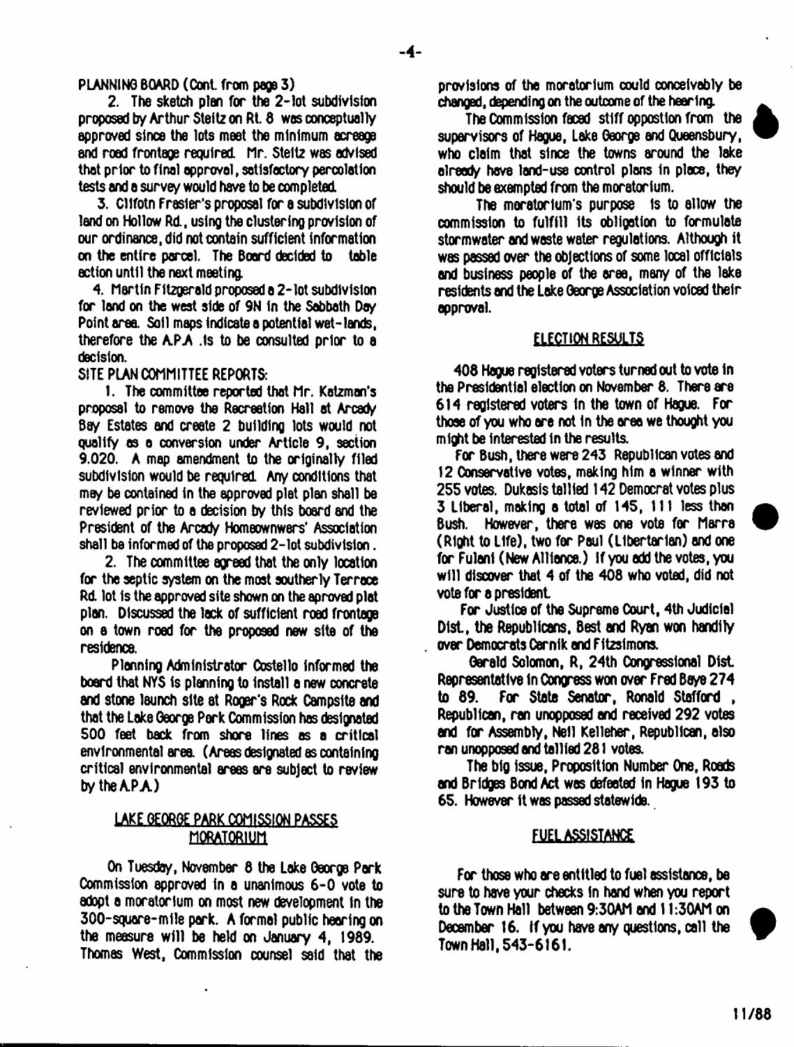PLANNING BOARD (Cont. from page 3)

2. The sketch plan for the 2-lot subdivision proposed by Arthur Steitz on Rt. 8 was conceptually approved since the lots meet the minimum acreage and road frontage required. Mr. Steitz was advised that prior to final approval, satisfactory percolation tests and a survey would have to be completed.

3. Clifotn Frasier's proposal for a subdivision of land on Hollow Rd., using the clustering provision of our ordinance, did not contain sufficient information on the entire parcel. The Board decided to table action until the next meeting.

4. Martin Fitzgerald proposed a 2-lot subdivision for land on the west side of 9N in the Sabbath Day Point area. Soil maps indicate a potential wet-lands, therefore the A.P.A .is to be consulted prior to a decision.

SITE PLAN COMMITTEE REPORTS:

1. The committee reported that Mr. Katzman's proposal to remove the Recreation Hall at Arcady Bay Estates and create 2 building lots would not qualify as a conversion under Article 9, section 9.020. A map amendment to the originally filed subdivision would be required. Any conditions that may be contained in the approved plat plan shall be reviewed prior to a decision by this board and the President of the Arcady Homeownwers' Association shall be informed of the proposed 2-lot subdivision.

2. The committee agreed that the only location for the septic system on the most southerly Terrace Rd. lot is the approved site shown on the aproved plat plan. Discussed the lack of sufficient road frontage on a town road for the proposed new site of the residence.

Planning Administrator Costello informed the board that NYS is planning to install a new concrete and stone launch site at Roger's Rock Campsite and that the Lake George Park Commission has designated 500 feet back from shore lines as a critical environmental area. (Areas designated as containing critical environmental areas are subject to review by the A.P.A.)

## LAKE GEORGE PARK COMISSION PASSES MORATORIUM

On Tuesday, November 8 the Lake George Park Commission approved in a unanimous 6-0 vote to adopt a moratorium on most new development in the 300-square-mile park. A formal public hearing on the measure will be held on January 4, 1989. Thomas West, Commission counsel said that the provisions of the moratorium could conceivably be changed, depending on the outcome of the hearing.

The Commission faced stiff oppostion from the supervisors of Hague, Lake George and Queensbury, who claim that since the towns around the lake already have land-use control plans in place, they should be exempted from the moratorium.

The moratorium's purpose is to allow the commission to fulfill its obligation to formulate stormwater and waste water regulations. Although it was passed over the objections of some local officials and business people of the area, many of the lake residents and the Lake George Association voiced their approval.

## ELECTION RESULTS

408 Hague registered voters turned out to vote in the Presidential election on November 8. There are 614 registered voters in the town of Hague. For those of you who are not in the area we thought you might be interested in the results.

For Bush, there were 243 Republican votes and 12 Conservative votes, making him a winner with 255 votes. Dukasis tallied 142 Democrat votes plus 3 Liberal, making a total of 145, 111 less than Bush. However, there was one vote for Marra (Right to Life), two for Paul (Libertarian) and one for Fulani (New Alliance.) If you add the votes, you will discover that 4 of the 408 who voted, did not vote for a president.

For Justice of the Supreme Court, 4th Judicial Dist., the Republicans, Best and Ryan won handily over Democrats Cernik and Fitzsimons.

Gerald Solomon, R, 24th Congressional Dist. Representative in Congress won over Fred Baye 274 to 89. For State Senator, Ronald Stafford, Republican, ran unopposed and received 292 votes and for Assembly, Neil Kelleher, Republican, also ran unopposed and tallied 281 votes.

The big issue, Proposition Number One, Roads and Bridges Bond Act was defeated in Hague 193 to 65. However it was passed statewide.

## FUEL ASSISTANCE

For those who are entitled to fuel assistance, be sure to have your checks in hand when you report to the Town Hall between 9:30AM and 11:30AM on December 16. If you have any questions, call the Town Hall, 543-6161.

11/88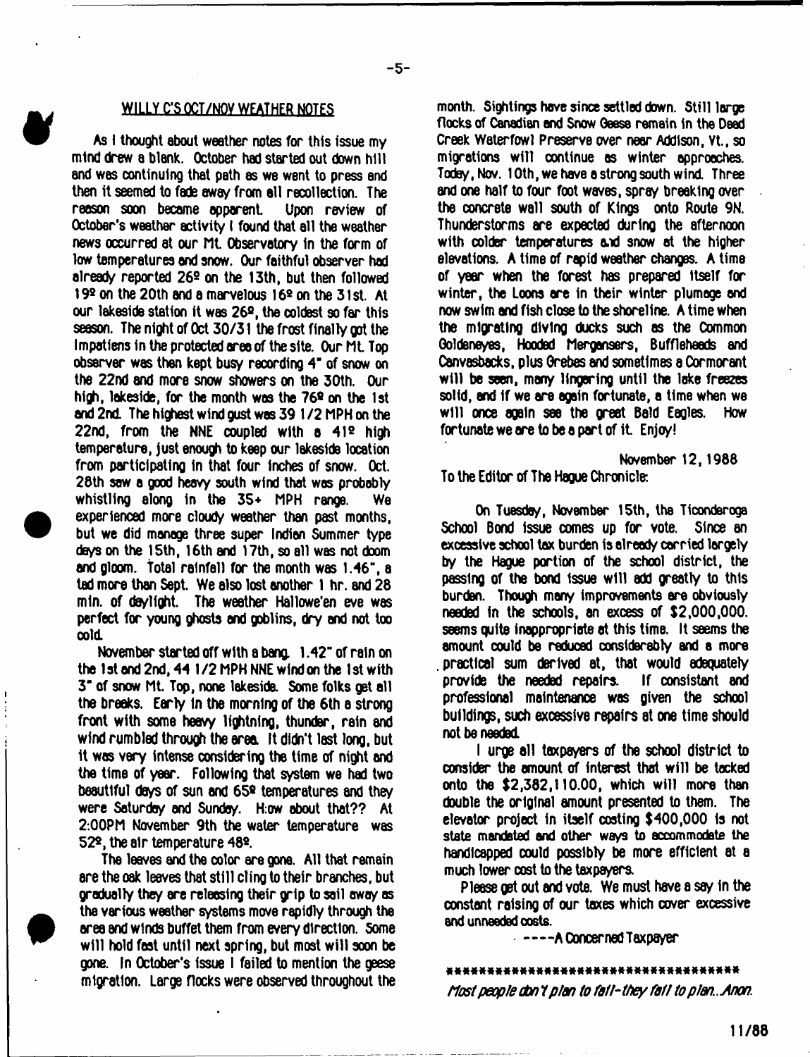## WILLY C'S OCT/NOV WEATHER NOTES

As I thought about weather notes for this issue my mind drew a blank. October had started out down hill and was continuing that path as we went to press and then it seemed to fade away from all recollection. The reason soon became apparent. Upon review of October's weather activity I found that all the weather news occurred at our Mt. Observatory in the form of low temperatures and snow. Our faithful observer had already reported 26º on the 13th, but then followed 19º on the 20th and a marvelous 16º on the 31st. At our lakeside station it was 26º, the coldest so far this season. The night of Oct 30/31 the frost finally got the Impatiens in the protected area of the site. Our Mt. Top observer was then kept busy recording 4" of snow on the 22nd and more snow showers on the 30th. Our high, lakeside, for the month was the 76º on the 1st and 2nd. The highest wind gust was 39 1/2 MPH on the 22nd, from the NNE coupled with a 41º high temperature, just enough to keep our lakeside location from participating in that four inches of snow. Oct. 28th saw a good heavy south wind that was probably whistling along in the 35+ MPH range. We experienced more cloudy weather than past months, but we did manage three super Indian Summer type days on the 15th, 16th and 17th, so all was not doom and gloom. Total rainfall for the month was 1.46", a tad more than Sept. We also lost another 1 hr. and 28 min. of daylight. The weather Hallowe'en eve was perfect for young ghosts and goblins, dry and not too cold.

November started off with a bang. 1.42" of rain on the 1st and 2nd, 44 1/2 MPH NNE wind on the 1st with 3" of snow Mt. Top, none lakeside. Some folks get all the breaks. Early in the morning of the 6th a strong front with some heavy lightning, thunder, rain and wind rumbled through the area. It didn't last long, but it was very intense considering the time of night and the time of year. Following that system we had two beautiful days of sun and 65º temperatures and they were Saturday and Sunday. H:ow about that?? At 2:00PM November 9th the water temperature was 52º, the air temperature 48º.

The leaves and the color are gone. All that remain are the oak leaves that still cling to their branches, but gradually they are releasing their grip to sail away as the various weather systems move rapidly through the area and winds buffet them from every direction. Some will hold fast until next spring, but most will soon be gone. In October's issue I failed to mention the geese migration. Large flocks were observed throughout the month. Sightings have since settled down. Still large flocks of Canadian and Snow Geese remain in the Dead Creek Waterfowl Preserve over near Addison, Vt., so migrations will continue as winter approaches. Today, Nov. 10th, we have a strong south wind. Three and one half to four foot waves, spray breaking over the concrete wall south of Kings onto Route 9N. Thunderstorms are expected during the afternoon with colder temperatures and snow at the higher elevations. A time of rapid weather changes. A time of year when the forest has prepared itself for winter, the Loons are in their winter plumage and now swim and fish close to the shoreline. A time when the migrating diving ducks such as the Common Goldeneyes, Hooded Mergansers, Buffleheads and Canvasbacks, plus Grebes and sometimes a Cormorant will be seen, many lingering until the lake freezes solid, and if we are again fortunate, a time when we will once again see the great Bald Eagles. How fortunate we are to be a part of it. Enjoy!

November 12, 1988

To the Editor of The Hague Chronicle:

On Tuesday, November 15th, the Ticonderoga School Bond issue comes up for vote. Since an excessive school tax burden is already carried largely by the Hague portion of the school district, the passing of the bond issue will add greatly to this burden. Though many improvements are obviously needed in the schools, an excess of $2,000,000. seems quite inappropriate at this time. It seems the amount could be reduced considerably and a more practical sum derived at, that would adequately provide the needed repairs. If consistent and professional maintenance was given the school buildings, such excessive repairs at one time should not be needed.

I urge all taxpayers of the school district to consider the amount of interest that will be tacked onto the $2,382,110.00, which will more than double the original amount presented to them. The elevator project in itself costing $400,000 is not state mandated and other ways to accommodate the handicapped could possibly be more efficient at a much lower cost to the taxpayers.

Please get out and vote. We must have a say in the constant raising of our taxes which cover excessive and unneeded costs.

----A Concerned Taxpayer

***********************************

*Most people don't plan to fall-they fall to plan...Anon.*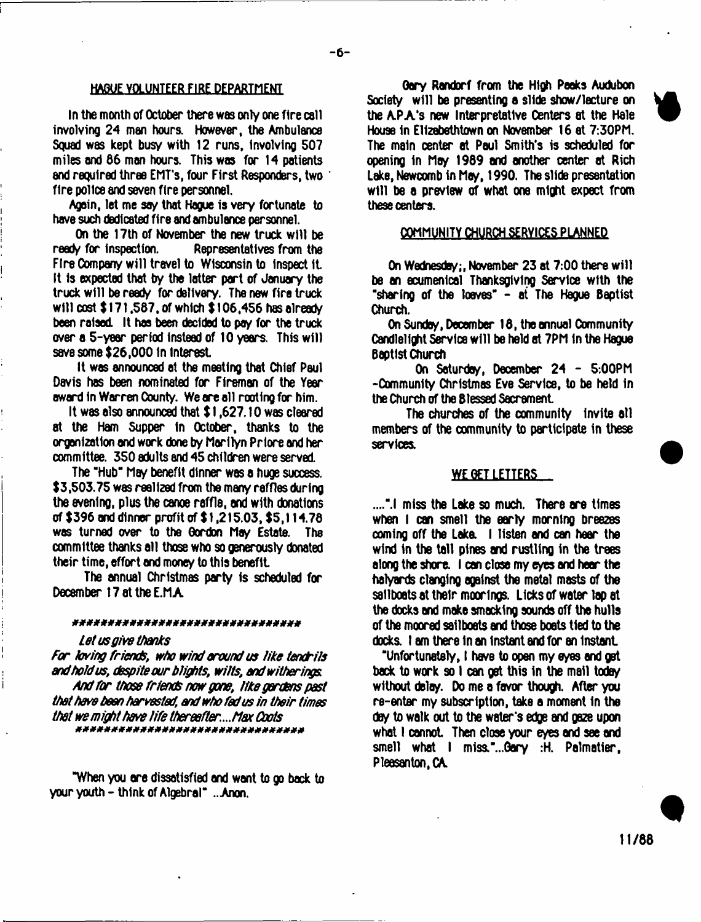## HAGUE VOLUNTEER FIRE DEPARTMENT

In the month of October there was only one fire call involving 24 man hours. However, the Ambulance Squad was kept busy with 12 runs, involving 507 miles and 86 man hours. This was for 14 patients and required three EMT's, four First Responders, two fire police and seven fire personnel.

Again, let me say that Hague is very fortunate to have such dedicated fire and ambulance personnel.

On the 17th of November the new truck will be ready for inspection. Representatives from the Fire Company will travel to Wisconsin to inspect it. It is expected that by the latter part of January the truck will be ready for delivery. The new fire truck will cost $171,587, of which $106,456 has already been raised. It has been decided to pay for the truck over a 5-year period instead of 10 years. This will save some $26,000 in interest.

It was announced at the meeting that Chief Paul Davis has been nominated for Fireman of the Year award in Warren County. We are all rooting for him.

It was also announced that $1,627.10 was cleared at the Ham Supper in October, thanks to the organization and work done by Marilyn Priore and her committee. 350 adults and 45 children were served.

The "Hub" May benefit dinner was a huge success. $3,503.75 was realized from the many raffles during the evening, plus the canoe raffle, and with donations of $396 and dinner profit of $1,215.03, $5,114.78 was turned over to the Gordon May Estate. The committee thanks all those who so generously donated their time, effort and money to this benefit.

The annual Christmas party is scheduled for December 17 at the E.M.A.

\*\*\*\*\*\*\*\*\*\*\*\*\*\*\*\*\*\*\*\*\*\*\*\*\*\*\*\*\*\*\*\*

*Let us give thanks*

*For loving friends, who wind around us like tendrils and hold us, despite our blights, wilts, and witherings.*

*And for those friends now gone, like gardens past that have been harvested, and who fed us in their times that we might have life thereafter....Max Cools*

\*\*\*\*\*\*\*\*\*\*\*\*\*\*\*\*\*\*\*\*\*\*\*\*\*\*\*\*\*\*\*\*

"When you are dissatisfied and want to go back to your youth - think of Algebra!" ...Anon.

Gary Randorf from the High Peaks Audubon Society will be presenting a slide show/lecture on the A.P.A.'s new Interpretative Centers at the Hale House in Elizabethtown on November 16 at 7:30PM. The main center at Paul Smith's is scheduled for opening in May 1989 and another center at Rich Lake, Newcomb in May, 1990. The slide presentation will be a preview of what one might expect from these centers.

## COMMUNITY CHURCH SERVICES PLANNED

On Wednesday;, November 23 at 7:00 there will be an ecumenical Thanksgiving Service with the "sharing of the loaves" - at The Hague Baptist Church.

On Sunday, December 18, the annual Community Candlelight Service will be held at 7PM in the Hague Baptist Church

On Saturday, December 24 - 5:00PM -Community Christmas Eve Service, to be held in the Church of the Blessed Sacrament.

The churches of the community invite all members of the community to participate in these services.

## WE GET LETTERS

...."I miss the Lake so much. There are times when I can smell the early morning breezes coming off the Lake. I listen and can hear the wind in the tall pines and rustling in the trees along the shore. I can close my eyes and hear the halyards clanging against the metal masts of the sailboats at their moorings. Licks of water lap at the docks and make smacking sounds off the hulls of the moored sailboats and those boats tied to the docks. I am there in an instant and for an instant.

"Unfortunately, I have to open my eyes and get back to work so I can get this in the mail today without delay. Do me a favor though. After you re-enter my subscription, take a moment in the day to walk out to the water's edge and gaze upon what I cannot. Then close your eyes and see and smell what I miss."...Gary :H. Palmatier, Pleasanton, CA.

11/88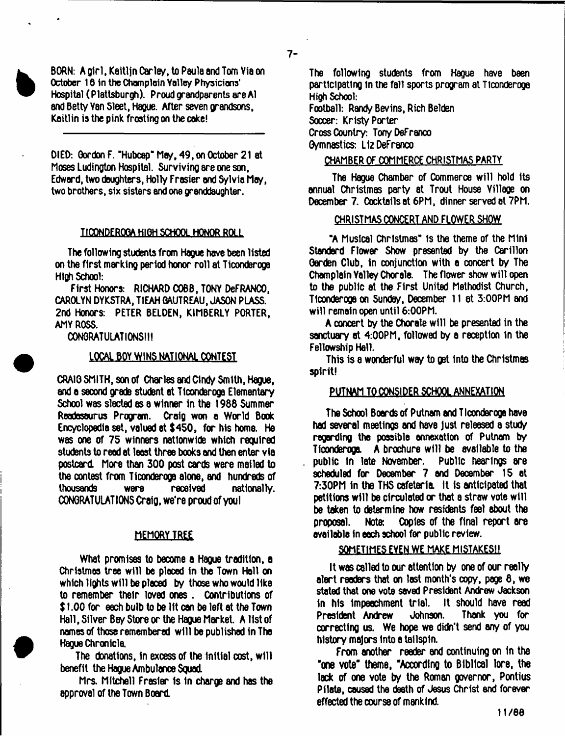BORN: A girl, Kaitlin Carley, to Paula and Tom Via on October 18 in the Champlain Valley Physicians' Hospital (Plattsburgh). Proud grandparents are Al and Betty Van Sleet, Hague. After seven grandsons, Kaitlin is the pink frosting on the cake!

---

DIED: Gordon F. "Hubcap" May, 49, on October 21 at Moses Ludington Hospital. Surviving are one son, Edward, two daughters, Holly Frasier and Sylvia May, two brothers, six sisters and one granddaughter.

### TICONDEROGA HIGH SCHOOL HONOR ROLL

The following students from Hague have been listed on the first marking period honor roll at Ticonderoga High School:

First Honors: RICHARD COBB, TONY DeFRANCO, CAROLYN DYKSTRA, TIEAH GAUTREAU, JASON PLASS. 2nd Honors: PETER BELDEN, KIMBERLY PORTER, AMY ROSS.

CONGRATULATIONS!!!

### LOCAL BOY WINS NATIONAL CONTEST

CRAIG SMITH, son of Charles and Cindy Smith, Hague, and a second grade student at Ticonderoga Elementary School was slected as a winner in the 1988 Summer Readasaurus Program. Craig won a World Book Encyclopedia set, valued at $450, for his home. He was one of 75 winners nationwide which required students to read at least three books and then enter via postcard. More than 300 post cards were mailed to the contest from Ticonderoga alone, and hundreds of thousands were received nationally. CONGRATULATIONS Craig, we're proud of you!

### MEMORY TREE

What promises to become a Hague tradition, a Christmas tree will be placed in the Town Hall on which lights will be placed by those who would like to remember their loved ones. Contributions of $1.00 for each bulb to be lit can be left at the Town Hall, Silver Bay Store or the Hague Market. A list of names of those remembered will be published in The Hague Chronicle.

The donations, in excess of the initial cost, will benefit the Hague Ambulance Squad.

Mrs. Mitchell Frasier is in charge and has the approval of the Town Board.

The following students from Hague have been participating in the fall sports program at Ticonderoga High School:
Football: Randy Bevins, Rich Belden
Soccer: Kristy Porter
Cross Country: Tony DeFranco
Gymnastics: Liz DeFranco

### CHAMBER OF COMMERCE CHRISTMAS PARTY

The Hague Chamber of Commerce will hold its annual Christmas party at Trout House Village on December 7. Cocktails at 6PM, dinner served at 7PM.

### CHRISTMAS CONCERT AND FLOWER SHOW

"A Musical Christmas" is the theme of the Mini Standard Flower Show presented by the Carillon Garden Club, in conjunction with a concert by The Champlain Valley Chorale. The flower show will open to the public at the First United Methodist Church, Ticonderoga on Sunday, December 11 at 3:00PM and will remain open until 6:00PM.

A concert by the Chorale will be presented in the sanctuary at 4:00PM, followed by a reception in the Fellowship Hall.

This is a wonderful way to get into the Christmas spirit!

### PUTNAM TO CONSIDER SCHOOL ANNEXATION

The School Boards of Putnam and Ticonderoga have had several meetings and have just released a study regarding the possible annexation of Putnam by Ticonderoga. A brochure will be available to the public in late November. Public hearings are scheduled for December 7 and December 15 at 7:30PM in the THS cafeteria. It is anticipated that petitions will be circulated or that a straw vote will be taken to determine how residents feel about the proposal. Note: Copies of the final report are available in each school for public review.

### SOMETIMES EVEN WE MAKE MISTAKES!!

It was called to our attention by one of our really alert readers that on last month's copy, page 8, we stated that one vote saved President Andrew Jackson in his impeachment trial. It should have read President Andrew Johnson. Thank you for correcting us. We hope we didn't send any of you history majors into a tailspin.

From another reader and continuing on in the "one vote" theme, "According to Biblical lore, the lack of one vote by the Roman governor, Pontius Pilate, caused the death of Jesus Christ and forever effected the course of mankind.

11/88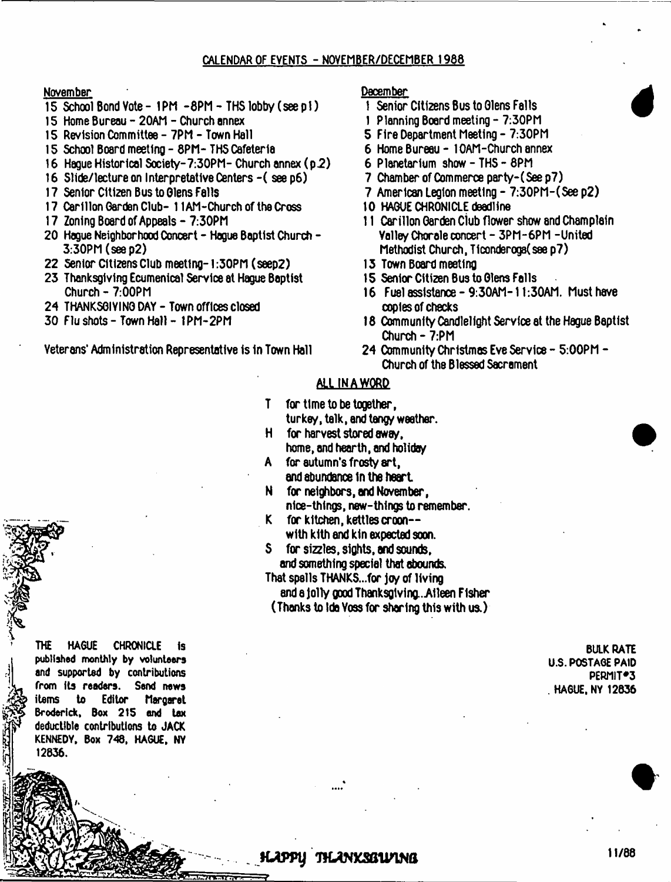## CALENDAR OF EVENTS - NOVEMBER/DECEMBER 1988

### November

- 15 School Bond Vote - 1PM -8PM - THS lobby (see p1)
- 15 Home Bureau - 20AM - Church annex
- 15 Revision Committee - 7PM - Town Hall
- 15 School Board meeting - 8PM- THS Cafeteria
- 16 Hague Historical Society-7:30PM- Church annex (p.2)
- 16 Slide/lecture on Interpretative Centers -( see p6)
- 17 Senior Citizen Bus to Glens Falls
- 17 Carillon Garden Club- 11AM-Church of the Cross
- 17 Zoning Board of Appeals - 7:30PM
- 20 Hague Neighborhood Concert - Hague Baptist Church - 3:30PM (see p2)
- 22 Senior Citizens Club meeting-1:30PM (seep2)
- 23 Thanksgiving Ecumenical Service at Hague Baptist Church - 7:00PM
- 24 THANKSGIVING DAY - Town offices closed
- 30 Flu shots - Town Hall - 1PM-2PM

Veterans' Administration Representative is in Town Hall

### December

- 1 Senior Citizens Bus to Glens Falls
- 1 Planning Board meeting - 7:30PM
- 5 Fire Department Meeting - 7:30PM
- 6 Home Bureau - 10AM-Church annex
- 6 Planetarium show - THS - 8PM
- 7 Chamber of Commerce party-(See p7)
- 7 American Legion meeting - 7:30PM-(See p2)
- 10 HAGUE CHRONICLE deadline
- 11 Carillon Garden Club flower show and Champlain Valley Chorale concert - 3PM-6PM -United Methodist Church, Ticonderoga(see p7)
- 13 Town Board meeting
- 15 Senior Citizen Bus to Glens Falls
- 16 Fuel assistance - 9:30AM-11:30AM. Must have copies of checks
- 18 Community Candlelight Service at the Hague Baptist Church - 7:PM
- 24 Community Christmas Eve Service - 5:00PM - Church of the Blessed Sacrament

### ALL IN A WORD

T for time to be together,
turkey, talk, and tangy weather.
H for harvest stored away,
home, and hearth, and holiday
A for autumn's frosty art,
and abundance in the heart.
N for neighbors, and November,
nice-things, new-things to remember.
K for kitchen, kettles croon--
with kith and kin expected soon.
S for sizzles, sights, and sounds,
and something special that abounds.
That spells THANKS...for joy of living
and a jolly good Thanksgiving...Aileen Fisher
(Thanks to Ida Voss for sharing this with us.)

THE HAGUE CHRONICLE is published monthly by volunteers and supported by contributions from its readers. Send news items to Editor Margaret Broderick, Box 215 and tax deductible contributions to JACK KENNEDY, Box 748, HAGUE, NY 12836.

BULK RATE
U.S. POSTAGE PAID
PERMIT#3
HAGUE, NY 12836

HAPPY THANKSGIVING

11/88